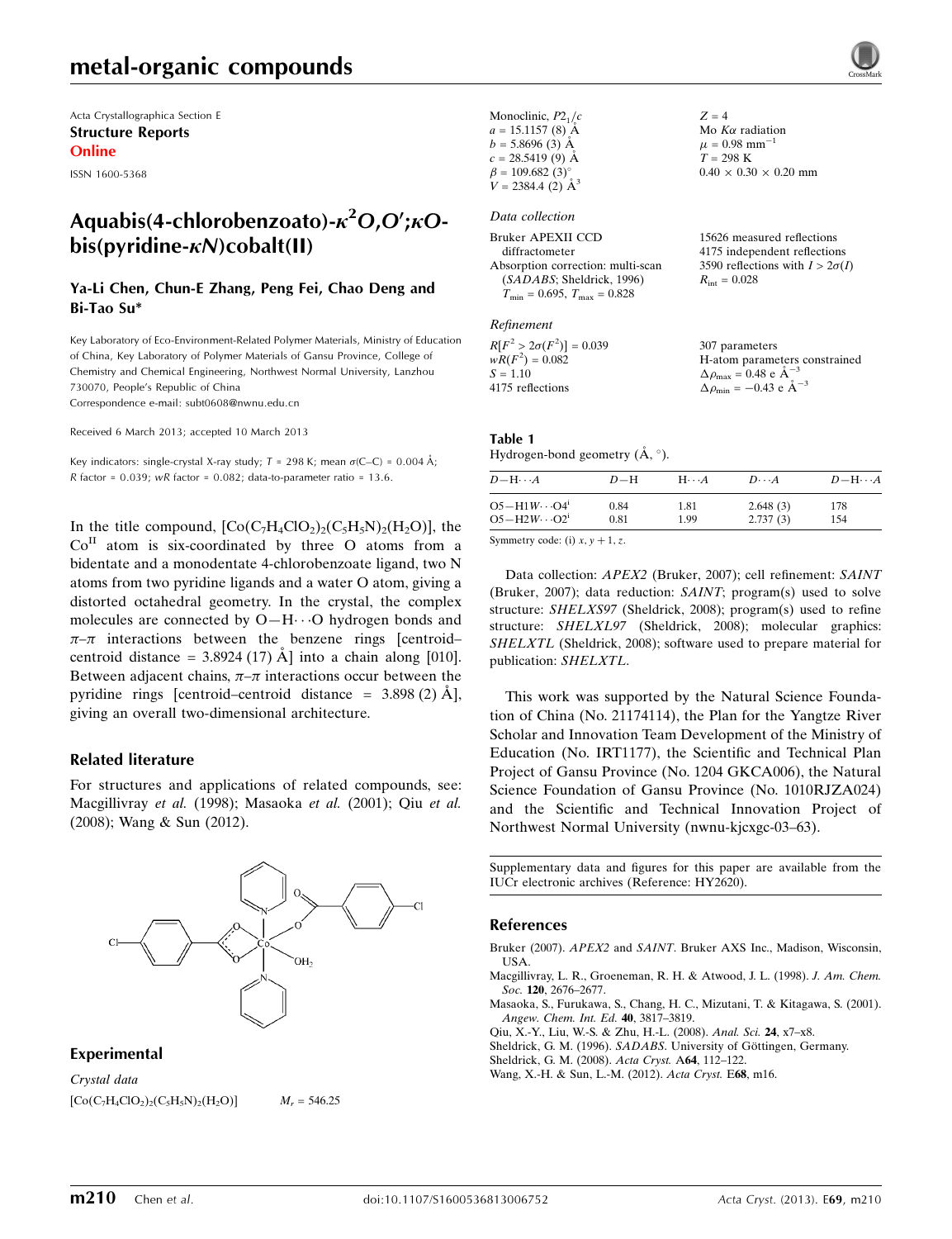# metal-organic compounds

Acta Crystallographica Section E
**Structure Reports**
**Online**

ISSN 1600-5368

## Aquabis(4-chlorobenzoato)-$\kappa^2O,O'$;$\kappa O$-bis(pyridine-$\kappa N$)cobalt(II)

**Ya-Li Chen, Chun-E Zhang, Peng Fei, Chao Deng and Bi-Tao Su***

Key Laboratory of Eco-Environment-Related Polymer Materials, Ministry of Education of China, Key Laboratory of Polymer Materials of Gansu Province, College of Chemistry and Chemical Engineering, Northwest Normal University, Lanzhou 730070, People's Republic of China
Correspondence e-mail: subt0608@nwnu.edu.cn

Received 6 March 2013; accepted 10 March 2013

Key indicators: single-crystal X-ray study; $T$ = 298 K; mean $\sigma$(C–C) = 0.004 Å; $R$ factor = 0.039; $wR$ factor = 0.082; data-to-parameter ratio = 13.6.

In the title compound, $[Co(C_7H_4ClO_2)_2(C_5H_5N)_2(H_2O)]$, the $Co^{II}$ atom is six-coordinated by three O atoms from a bidentate and a monodentate 4-chlorobenzoate ligand, two N atoms from two pyridine ligands and a water O atom, giving a distorted octahedral geometry. In the crystal, the complex molecules are connected by O—H⋯O hydrogen bonds and $\pi$–$\pi$ interactions between the benzene rings [centroid–centroid distance = 3.8924 (17) Å] into a chain along [010]. Between adjacent chains, $\pi$–$\pi$ interactions occur between the pyridine rings [centroid–centroid distance = 3.898 (2) Å], giving an overall two-dimensional architecture.

### Related literature

For structures and applications of related compounds, see: Macgillivray *et al.* (1998); Masaoka *et al.* (2001); Qiu *et al.* (2008); Wang & Sun (2012).

### Experimental

*Crystal data*

$[Co(C_7H_4ClO_2)_2(C_5H_5N)_2(H_2O)]$
$M_r$ = 546.25
Monoclinic, $P2_1/c$
$a$ = 15.1157 (8) Å
$b$ = 5.8696 (3) Å
$c$ = 28.5419 (9) Å
$\beta$ = 109.682 (3)°
$V$ = 2384.4 (2) Å$^3$
$Z$ = 4
Mo $K\alpha$ radiation
$\mu$ = 0.98 mm$^{-1}$
$T$ = 298 K
0.40 × 0.30 × 0.20 mm

*Data collection*

Bruker APEXII CCD diffractometer
Absorption correction: multi-scan (*SADABS*; Sheldrick, 1996)
$T_{min}$ = 0.695, $T_{max}$ = 0.828
15626 measured reflections
4175 independent reflections
3590 reflections with $I > 2\sigma(I)$
$R_{int}$ = 0.028

*Refinement*

$R[F^2 > 2\sigma(F^2)]$ = 0.039
$wR(F^2)$ = 0.082
$S$ = 1.10
4175 reflections
307 parameters
H-atom parameters constrained
$\Delta\rho_{max}$ = 0.48 e Å$^{-3}$
$\Delta\rho_{min}$ = −0.43 e Å$^{-3}$

**Table 1**
Hydrogen-bond geometry (Å, °).

| $D$—H⋯$A$ | $D$—H | H⋯$A$ | $D$⋯$A$ | $D$—H⋯$A$ |
|---|---|---|---|---|
| O5—H1W⋯O4$^i$ | 0.84 | 1.81 | 2.648 (3) | 178 |
| O5—H2W⋯O2$^i$ | 0.81 | 1.99 | 2.737 (3) | 154 |

Symmetry code: (i) $x, y+1, z$.

Data collection: *APEX2* (Bruker, 2007); cell refinement: *SAINT* (Bruker, 2007); data reduction: *SAINT*; program(s) used to solve structure: *SHELXS97* (Sheldrick, 2008); program(s) used to refine structure: *SHELXL97* (Sheldrick, 2008); molecular graphics: *SHELXTL* (Sheldrick, 2008); software used to prepare material for publication: *SHELXTL*.

This work was supported by the Natural Science Foundation of China (No. 21174114), the Plan for the Yangtze River Scholar and Innovation Team Development of the Ministry of Education (No. IRT1177), the Scientific and Technical Plan Project of Gansu Province (No. 1204 GKCA006), the Natural Science Foundation of Gansu Province (No. 1010RJZA024) and the Scientific and Technical Innovation Project of Northwest Normal University (nwnu-kjcxgc-03–63).

Supplementary data and figures for this paper are available from the IUCr electronic archives (Reference: HY2620).

### References

Bruker (2007). *APEX2* and *SAINT*. Bruker AXS Inc., Madison, Wisconsin, USA.
Macgillivray, L. R., Groeneman, R. H. & Atwood, J. L. (1998). *J. Am. Chem. Soc.* **120**, 2676–2677.
Masaoka, S., Furukawa, S., Chang, H. C., Mizutani, T. & Kitagawa, S. (2001). *Angew. Chem. Int. Ed.* **40**, 3817–3819.
Qiu, X.-Y., Liu, W.-S. & Zhu, H.-L. (2008). *Anal. Sci.* **24**, x7–x8.
Sheldrick, G. M. (1996). *SADABS*. University of Göttingen, Germany.
Sheldrick, G. M. (2008). *Acta Cryst.* A**64**, 112–122.
Wang, X.-H. & Sun, L.-M. (2012). *Acta Cryst.* E**68**, m16.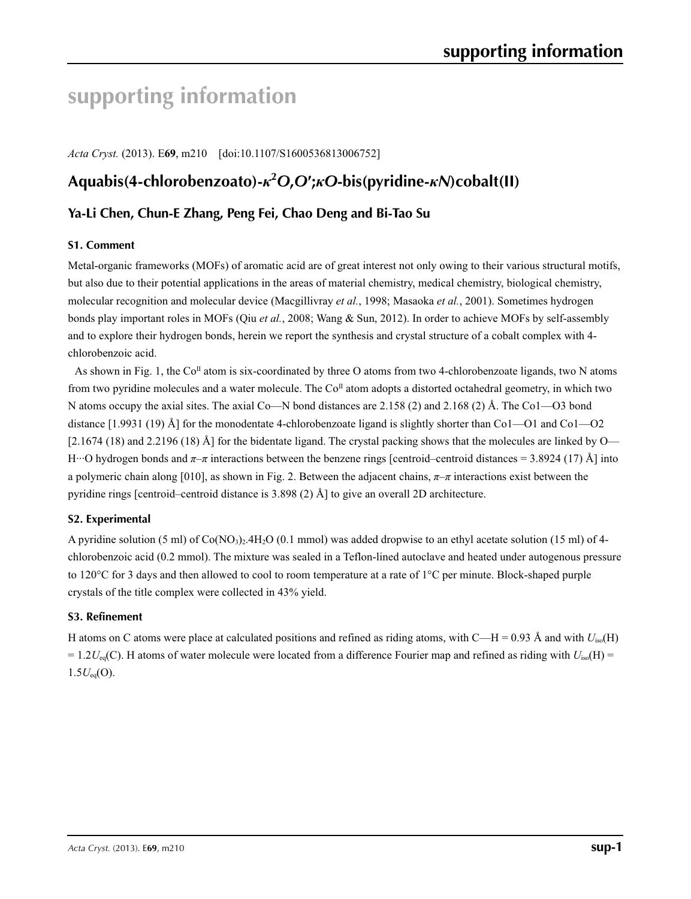# supporting information

*Acta Cryst.* (2013). E**69**, m210 [doi:10.1107/S1600536813006752]

## Aquabis(4-chlorobenzoato)-*κ*[2]*O*,*O′*;*κO*-bis(pyridine-*κN*)cobalt(II)

### Ya-Li Chen, Chun-E Zhang, Peng Fei, Chao Deng and Bi-Tao Su

#### S1. Comment

Metal-organic frameworks (MOFs) of aromatic acid are of great interest not only owing to their various structural motifs, but also due to their potential applications in the areas of material chemistry, medical chemistry, biological chemistry, molecular recognition and molecular device (Macgillivray *et al.*, 1998; Masaoka *et al.*, 2001). Sometimes hydrogen bonds play important roles in MOFs (Qiu *et al.*, 2008; Wang & Sun, 2012). In order to achieve MOFs by self-assembly and to explore their hydrogen bonds, herein we report the synthesis and crystal structure of a cobalt complex with 4-chlorobenzoic acid.

As shown in Fig. 1, the $Co^{II}$ atom is six-coordinated by three O atoms from two 4-chlorobenzoate ligands, two N atoms from two pyridine molecules and a water molecule. The $Co^{II}$ atom adopts a distorted octahedral geometry, in which two N atoms occupy the axial sites. The axial Co—N bond distances are 2.158 (2) and 2.168 (2) Å. The Co1—O3 bond distance [1.9931 (19) Å] for the monodentate 4-chlorobenzoate ligand is slightly shorter than Co1—O1 and Co1—O2 [2.1674 (18) and 2.2196 (18) Å] for the bidentate ligand. The crystal packing shows that the molecules are linked by O—H···O hydrogen bonds and *π*–*π* interactions between the benzene rings [centroid–centroid distances = 3.8924 (17) Å] into a polymeric chain along [010], as shown in Fig. 2. Between the adjacent chains, *π*–*π* interactions exist between the pyridine rings [centroid–centroid distance is 3.898 (2) Å] to give an overall 2D architecture.

#### S2. Experimental

A pyridine solution (5 ml) of $Co(NO_3)_2.4H_2O$ (0.1 mmol) was added dropwise to an ethyl acetate solution (15 ml) of 4-chlorobenzoic acid (0.2 mmol). The mixture was sealed in a Teflon-lined autoclave and heated under autogenous pressure to 120°C for 3 days and then allowed to cool to room temperature at a rate of 1°C per minute. Block-shaped purple crystals of the title complex were collected in 43% yield.

#### S3. Refinement

H atoms on C atoms were place at calculated positions and refined as riding atoms, with C—H = 0.93 Å and with $U_{iso}$(H) = $1.2U_{eq}$(C). H atoms of water molecule were located from a difference Fourier map and refined as riding with $U_{iso}$(H) = $1.5U_{eq}$(O).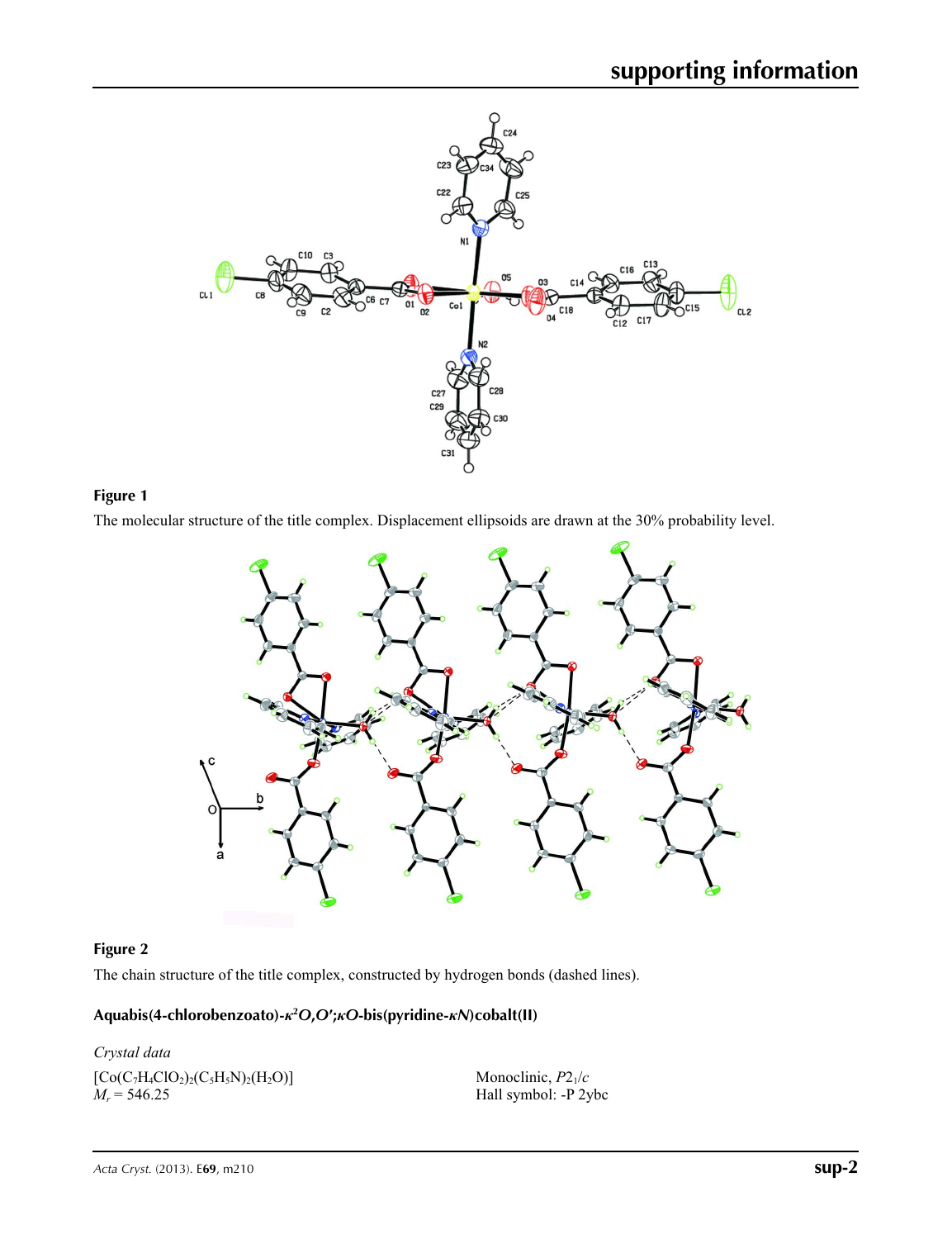**Figure 1**

The molecular structure of the title complex. Displacement ellipsoids are drawn at the 30% probability level.

**Figure 2**

The chain structure of the title complex, constructed by hydrogen bonds (dashed lines).

## Aquabis(4-chlorobenzoato)-$\kappa^2O,O'$;$\kappa O$-bis(pyridine-$\kappa N$)cobalt(II)

*Crystal data*

$[Co(C_7H_4ClO_2)_2(C_5H_5N)_2(H_2O)]$
$M_r = 546.25$

Monoclinic, $P2_1/c$
Hall symbol: -P 2ybc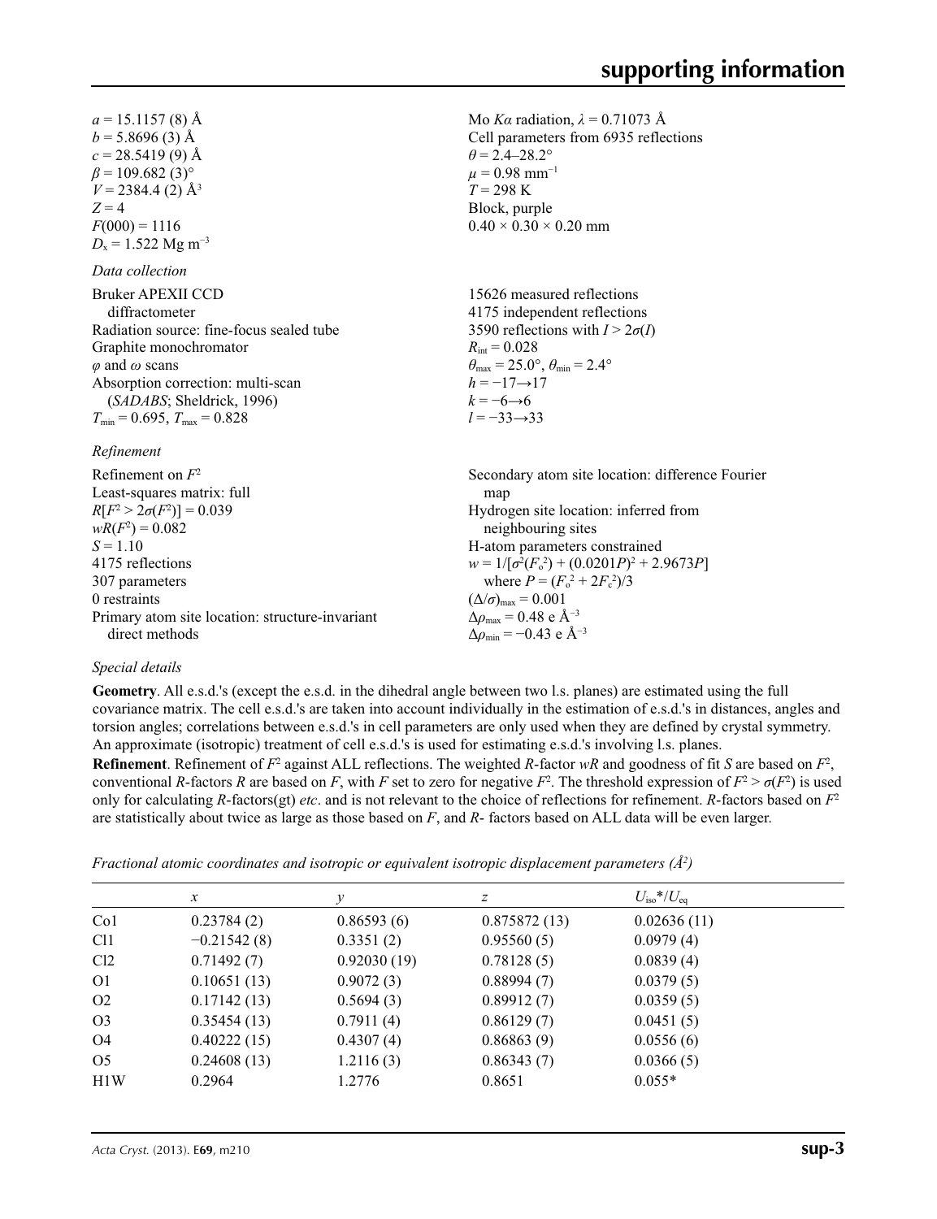$a = 15.1157$ (8) Å
$b = 5.8696$ (3) Å
$c = 28.5419$ (9) Å
$\beta = 109.682$ (3)°
$V = 2384.4$ (2) Å$^3$
$Z = 4$
$F(000) = 1116$
$D_x = 1.522$ Mg m$^{-3}$

Mo $K\alpha$ radiation, $\lambda = 0.71073$ Å
Cell parameters from 6935 reflections
$\theta = 2.4$–28.2°
$\mu = 0.98$ mm$^{-1}$
$T = 298$ K
Block, purple
0.40 × 0.30 × 0.20 mm

*Data collection*

Bruker APEXII CCD diffractometer
Radiation source: fine-focus sealed tube
Graphite monochromator
$\varphi$ and $\omega$ scans
Absorption correction: multi-scan (*SADABS*; Sheldrick, 1996)
$T_{min} = 0.695$, $T_{max} = 0.828$

15626 measured reflections
4175 independent reflections
3590 reflections with $I > 2\sigma(I)$
$R_{int} = 0.028$
$\theta_{max} = 25.0°$, $\theta_{min} = 2.4°$
$h = -17 \rightarrow 17$
$k = -6 \rightarrow 6$
$l = -33 \rightarrow 33$

*Refinement*

Refinement on $F^2$
Least-squares matrix: full
$R[F^2 > 2\sigma(F^2)] = 0.039$
$wR(F^2) = 0.082$
$S = 1.10$
4175 reflections
307 parameters
0 restraints
Primary atom site location: structure-invariant direct methods

Secondary atom site location: difference Fourier map
Hydrogen site location: inferred from neighbouring sites
H-atom parameters constrained
$w = 1/[\sigma^2(F_o^2) + (0.0201P)^2 + 2.9673P]$
where $P = (F_o^2 + 2F_c^2)/3$
$(\Delta/\sigma)_{max} = 0.001$
$\Delta\rho_{max} = 0.48$ e Å$^{-3}$
$\Delta\rho_{min} = -0.43$ e Å$^{-3}$

*Special details*

**Geometry**. All e.s.d.'s (except the e.s.d. in the dihedral angle between two l.s. planes) are estimated using the full covariance matrix. The cell e.s.d.'s are taken into account individually in the estimation of e.s.d.'s in distances, angles and torsion angles; correlations between e.s.d.'s in cell parameters are only used when they are defined by crystal symmetry. An approximate (isotropic) treatment of cell e.s.d.'s is used for estimating e.s.d.'s involving l.s. planes.

**Refinement**. Refinement of $F^2$ against ALL reflections. The weighted $R$-factor $wR$ and goodness of fit $S$ are based on $F^2$, conventional $R$-factors $R$ are based on $F$, with $F$ set to zero for negative $F^2$. The threshold expression of $F^2 > \sigma(F^2)$ is used only for calculating $R$-factors(gt) *etc*. and is not relevant to the choice of reflections for refinement. $R$-factors based on $F^2$ are statistically about twice as large as those based on $F$, and $R$- factors based on ALL data will be even larger.

*Fractional atomic coordinates and isotropic or equivalent isotropic displacement parameters (Å$^2$)*

| | $x$ | $y$ | $z$ | $U_{iso}$*/$U_{eq}$ |
|---|---|---|---|---|
| Co1 | 0.23784 (2) | 0.86593 (6) | 0.875872 (13) | 0.02636 (11) |
| Cl1 | −0.21542 (8) | 0.3351 (2) | 0.95560 (5) | 0.0979 (4) |
| Cl2 | 0.71492 (7) | 0.92030 (19) | 0.78128 (5) | 0.0839 (4) |
| O1 | 0.10651 (13) | 0.9072 (3) | 0.88994 (7) | 0.0379 (5) |
| O2 | 0.17142 (13) | 0.5694 (3) | 0.89912 (7) | 0.0359 (5) |
| O3 | 0.35454 (13) | 0.7911 (4) | 0.86129 (7) | 0.0451 (5) |
| O4 | 0.40222 (15) | 0.4307 (4) | 0.86863 (9) | 0.0556 (6) |
| O5 | 0.24608 (13) | 1.2116 (3) | 0.86343 (7) | 0.0366 (5) |
| H1W | 0.2964 | 1.2776 | 0.8651 | 0.055* |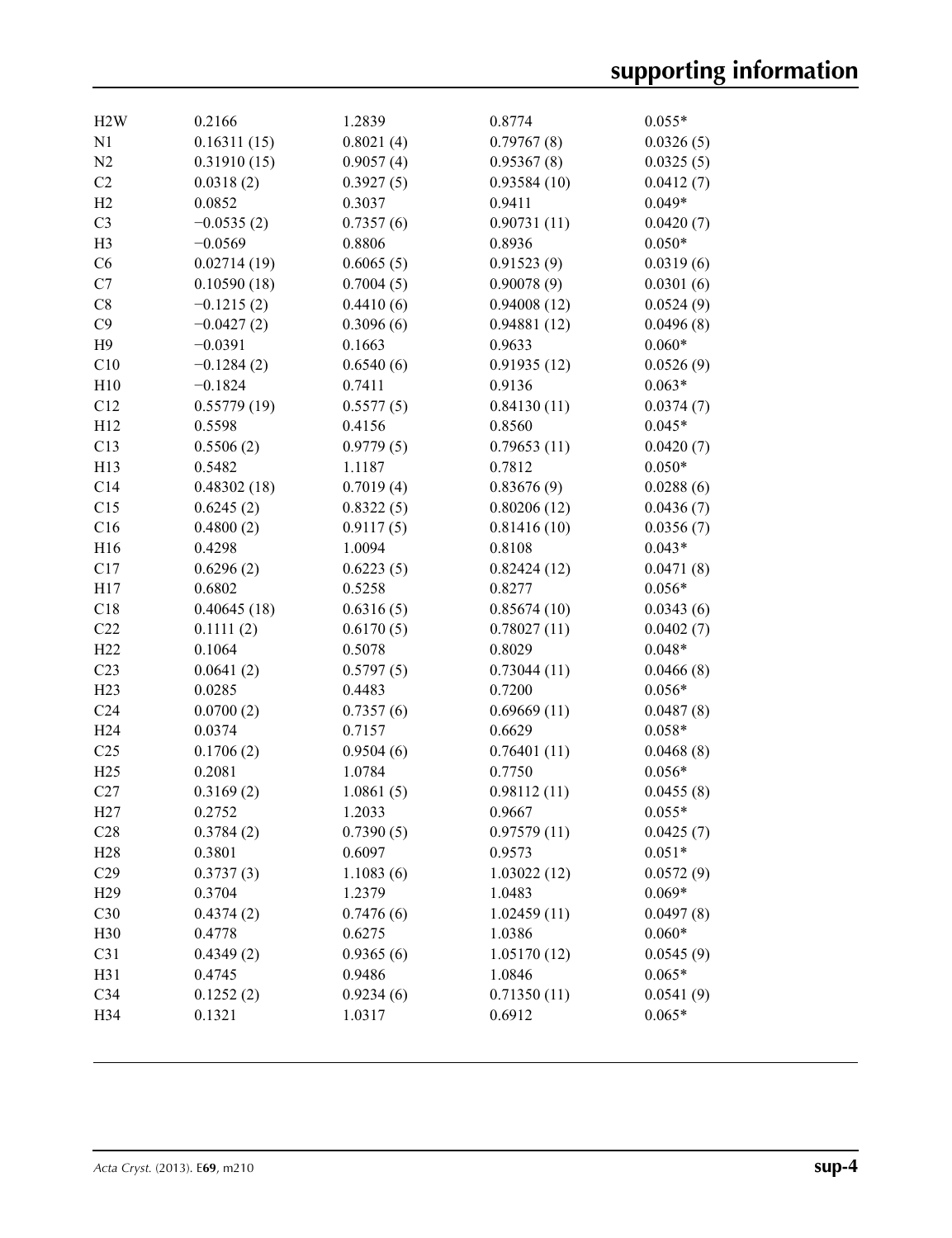| | | | | |
|---|---|---|---|---|
| H2W | 0.2166 | 1.2839 | 0.8774 | 0.055* |
| N1 | 0.16311 (15) | 0.8021 (4) | 0.79767 (8) | 0.0326 (5) |
| N2 | 0.31910 (15) | 0.9057 (4) | 0.95367 (8) | 0.0325 (5) |
| C2 | 0.0318 (2) | 0.3927 (5) | 0.93584 (10) | 0.0412 (7) |
| H2 | 0.0852 | 0.3037 | 0.9411 | 0.049* |
| C3 | −0.0535 (2) | 0.7357 (6) | 0.90731 (11) | 0.0420 (7) |
| H3 | −0.0569 | 0.8806 | 0.8936 | 0.050* |
| C6 | 0.02714 (19) | 0.6065 (5) | 0.91523 (9) | 0.0319 (6) |
| C7 | 0.10590 (18) | 0.7004 (5) | 0.90078 (9) | 0.0301 (6) |
| C8 | −0.1215 (2) | 0.4410 (6) | 0.94008 (12) | 0.0524 (9) |
| C9 | −0.0427 (2) | 0.3096 (6) | 0.94881 (12) | 0.0496 (8) |
| H9 | −0.0391 | 0.1663 | 0.9633 | 0.060* |
| C10 | −0.1284 (2) | 0.6540 (6) | 0.91935 (12) | 0.0526 (9) |
| H10 | −0.1824 | 0.7411 | 0.9136 | 0.063* |
| C12 | 0.55779 (19) | 0.5577 (5) | 0.84130 (11) | 0.0374 (7) |
| H12 | 0.5598 | 0.4156 | 0.8560 | 0.045* |
| C13 | 0.5506 (2) | 0.9779 (5) | 0.79653 (11) | 0.0420 (7) |
| H13 | 0.5482 | 1.1187 | 0.7812 | 0.050* |
| C14 | 0.48302 (18) | 0.7019 (4) | 0.83676 (9) | 0.0288 (6) |
| C15 | 0.6245 (2) | 0.8322 (5) | 0.80206 (12) | 0.0436 (7) |
| C16 | 0.4800 (2) | 0.9117 (5) | 0.81416 (10) | 0.0356 (7) |
| H16 | 0.4298 | 1.0094 | 0.8108 | 0.043* |
| C17 | 0.6296 (2) | 0.6223 (5) | 0.82424 (12) | 0.0471 (8) |
| H17 | 0.6802 | 0.5258 | 0.8277 | 0.056* |
| C18 | 0.40645 (18) | 0.6316 (5) | 0.85674 (10) | 0.0343 (6) |
| C22 | 0.1111 (2) | 0.6170 (5) | 0.78027 (11) | 0.0402 (7) |
| H22 | 0.1064 | 0.5078 | 0.8029 | 0.048* |
| C23 | 0.0641 (2) | 0.5797 (5) | 0.73044 (11) | 0.0466 (8) |
| H23 | 0.0285 | 0.4483 | 0.7200 | 0.056* |
| C24 | 0.0700 (2) | 0.7357 (6) | 0.69669 (11) | 0.0487 (8) |
| H24 | 0.0374 | 0.7157 | 0.6629 | 0.058* |
| C25 | 0.1706 (2) | 0.9504 (6) | 0.76401 (11) | 0.0468 (8) |
| H25 | 0.2081 | 1.0784 | 0.7750 | 0.056* |
| C27 | 0.3169 (2) | 1.0861 (5) | 0.98112 (11) | 0.0455 (8) |
| H27 | 0.2752 | 1.2033 | 0.9667 | 0.055* |
| C28 | 0.3784 (2) | 0.7390 (5) | 0.97579 (11) | 0.0425 (7) |
| H28 | 0.3801 | 0.6097 | 0.9573 | 0.051* |
| C29 | 0.3737 (3) | 1.1083 (6) | 1.03022 (12) | 0.0572 (9) |
| H29 | 0.3704 | 1.2379 | 1.0483 | 0.069* |
| C30 | 0.4374 (2) | 0.7476 (6) | 1.02459 (11) | 0.0497 (8) |
| H30 | 0.4778 | 0.6275 | 1.0386 | 0.060* |
| C31 | 0.4349 (2) | 0.9365 (6) | 1.05170 (12) | 0.0545 (9) |
| H31 | 0.4745 | 0.9486 | 1.0846 | 0.065* |
| C34 | 0.1252 (2) | 0.9234 (6) | 0.71350 (11) | 0.0541 (9) |
| H34 | 0.1321 | 1.0317 | 0.6912 | 0.065* |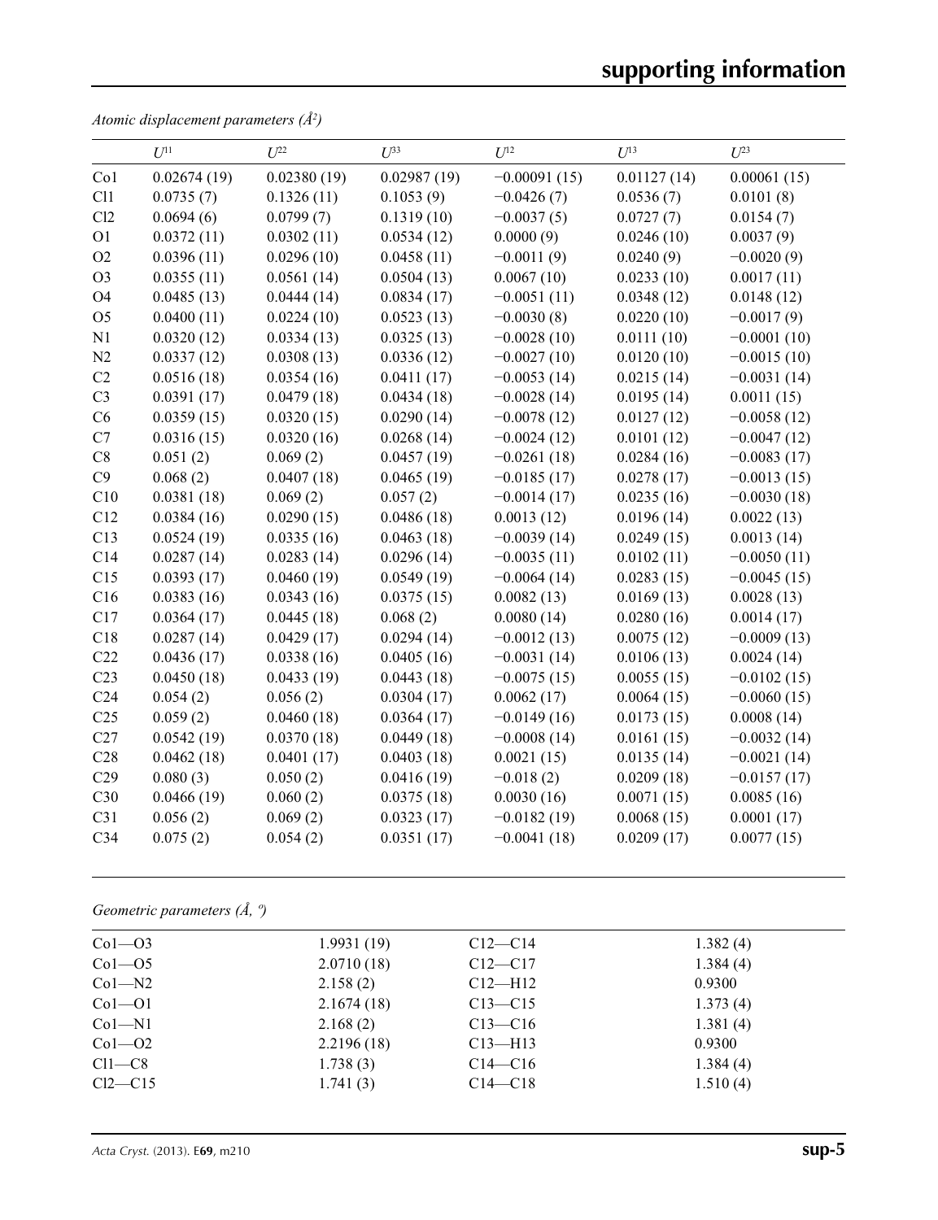*Atomic displacement parameters (Å²)*

| | $U^{11}$ | $U^{22}$ | $U^{33}$ | $U^{12}$ | $U^{13}$ | $U^{23}$ |
|---|---|---|---|---|---|---|
| Co1 | 0.02674 (19) | 0.02380 (19) | 0.02987 (19) | −0.00091 (15) | 0.01127 (14) | 0.00061 (15) |
| Cl1 | 0.0735 (7) | 0.1326 (11) | 0.1053 (9) | −0.0426 (7) | 0.0536 (7) | 0.0101 (8) |
| Cl2 | 0.0694 (6) | 0.0799 (7) | 0.1319 (10) | −0.0037 (5) | 0.0727 (7) | 0.0154 (7) |
| O1 | 0.0372 (11) | 0.0302 (11) | 0.0534 (12) | 0.0000 (9) | 0.0246 (10) | 0.0037 (9) |
| O2 | 0.0396 (11) | 0.0296 (10) | 0.0458 (11) | −0.0011 (9) | 0.0240 (9) | −0.0020 (9) |
| O3 | 0.0355 (11) | 0.0561 (14) | 0.0504 (13) | 0.0067 (10) | 0.0233 (10) | 0.0017 (11) |
| O4 | 0.0485 (13) | 0.0444 (14) | 0.0834 (17) | −0.0051 (11) | 0.0348 (12) | 0.0148 (12) |
| O5 | 0.0400 (11) | 0.0224 (10) | 0.0523 (13) | −0.0030 (8) | 0.0220 (10) | −0.0017 (9) |
| N1 | 0.0320 (12) | 0.0334 (13) | 0.0325 (13) | −0.0028 (10) | 0.0111 (10) | −0.0001 (10) |
| N2 | 0.0337 (12) | 0.0308 (13) | 0.0336 (12) | −0.0027 (10) | 0.0120 (10) | −0.0015 (10) |
| C2 | 0.0516 (18) | 0.0354 (16) | 0.0411 (17) | −0.0053 (14) | 0.0215 (14) | −0.0031 (14) |
| C3 | 0.0391 (17) | 0.0479 (18) | 0.0434 (18) | −0.0028 (14) | 0.0195 (14) | 0.0011 (15) |
| C6 | 0.0359 (15) | 0.0320 (15) | 0.0290 (14) | −0.0078 (12) | 0.0127 (12) | −0.0058 (12) |
| C7 | 0.0316 (15) | 0.0320 (16) | 0.0268 (14) | −0.0024 (12) | 0.0101 (12) | −0.0047 (12) |
| C8 | 0.051 (2) | 0.069 (2) | 0.0457 (19) | −0.0261 (18) | 0.0284 (16) | −0.0083 (17) |
| C9 | 0.068 (2) | 0.0407 (18) | 0.0465 (19) | −0.0185 (17) | 0.0278 (17) | −0.0013 (15) |
| C10 | 0.0381 (18) | 0.069 (2) | 0.057 (2) | −0.0014 (17) | 0.0235 (16) | −0.0030 (18) |
| C12 | 0.0384 (16) | 0.0290 (15) | 0.0486 (18) | 0.0013 (12) | 0.0196 (14) | 0.0022 (13) |
| C13 | 0.0524 (19) | 0.0335 (16) | 0.0463 (18) | −0.0039 (14) | 0.0249 (15) | 0.0013 (14) |
| C14 | 0.0287 (14) | 0.0283 (14) | 0.0296 (14) | −0.0035 (11) | 0.0102 (11) | −0.0050 (11) |
| C15 | 0.0393 (17) | 0.0460 (19) | 0.0549 (19) | −0.0064 (14) | 0.0283 (15) | −0.0045 (15) |
| C16 | 0.0383 (16) | 0.0343 (16) | 0.0375 (15) | 0.0082 (13) | 0.0169 (13) | 0.0028 (13) |
| C17 | 0.0364 (17) | 0.0445 (18) | 0.068 (2) | 0.0080 (14) | 0.0280 (16) | 0.0014 (17) |
| C18 | 0.0287 (14) | 0.0429 (17) | 0.0294 (14) | −0.0012 (13) | 0.0075 (12) | −0.0009 (13) |
| C22 | 0.0436 (17) | 0.0338 (16) | 0.0405 (16) | −0.0031 (14) | 0.0106 (13) | 0.0024 (14) |
| C23 | 0.0450 (18) | 0.0433 (19) | 0.0443 (18) | −0.0075 (15) | 0.0055 (15) | −0.0102 (15) |
| C24 | 0.054 (2) | 0.056 (2) | 0.0304 (17) | 0.0062 (17) | 0.0064 (15) | −0.0060 (15) |
| C25 | 0.059 (2) | 0.0460 (18) | 0.0364 (17) | −0.0149 (16) | 0.0173 (15) | 0.0008 (14) |
| C27 | 0.0542 (19) | 0.0370 (18) | 0.0449 (18) | −0.0008 (14) | 0.0161 (15) | −0.0032 (14) |
| C28 | 0.0462 (18) | 0.0401 (17) | 0.0403 (18) | 0.0021 (15) | 0.0135 (14) | −0.0021 (14) |
| C29 | 0.080 (3) | 0.050 (2) | 0.0416 (19) | −0.018 (2) | 0.0209 (18) | −0.0157 (17) |
| C30 | 0.0466 (19) | 0.060 (2) | 0.0375 (18) | 0.0030 (16) | 0.0071 (15) | 0.0085 (16) |
| C31 | 0.056 (2) | 0.069 (2) | 0.0323 (17) | −0.0182 (19) | 0.0068 (15) | 0.0001 (17) |
| C34 | 0.075 (2) | 0.054 (2) | 0.0351 (17) | −0.0041 (18) | 0.0209 (17) | 0.0077 (15) |

*Geometric parameters (Å, º)*

| | | | |
|---|---|---|---|
| Co1—O3 | 1.9931 (19) | C12—C14 | 1.382 (4) |
| Co1—O5 | 2.0710 (18) | C12—C17 | 1.384 (4) |
| Co1—N2 | 2.158 (2) | C12—H12 | 0.9300 |
| Co1—O1 | 2.1674 (18) | C13—C15 | 1.373 (4) |
| Co1—N1 | 2.168 (2) | C13—C16 | 1.381 (4) |
| Co1—O2 | 2.2196 (18) | C13—H13 | 0.9300 |
| Cl1—C8 | 1.738 (3) | C14—C16 | 1.384 (4) |
| Cl2—C15 | 1.741 (3) | C14—C18 | 1.510 (4) |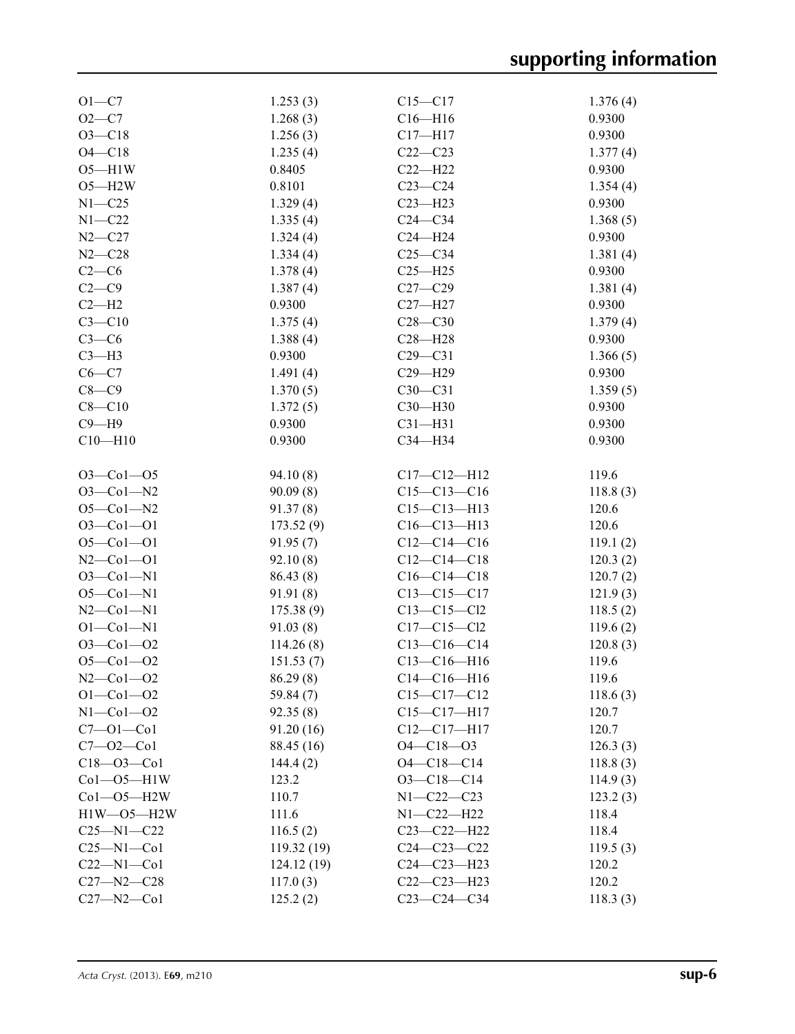| | | | |
|---|---|---|---|
| O1—C7 | 1.253 (3) | C15—C17 | 1.376 (4) |
| O2—C7 | 1.268 (3) | C16—H16 | 0.9300 |
| O3—C18 | 1.256 (3) | C17—H17 | 0.9300 |
| O4—C18 | 1.235 (4) | C22—C23 | 1.377 (4) |
| O5—H1W | 0.8405 | C22—H22 | 0.9300 |
| O5—H2W | 0.8101 | C23—C24 | 1.354 (4) |
| N1—C25 | 1.329 (4) | C23—H23 | 0.9300 |
| N1—C22 | 1.335 (4) | C24—C34 | 1.368 (5) |
| N2—C27 | 1.324 (4) | C24—H24 | 0.9300 |
| N2—C28 | 1.334 (4) | C25—C34 | 1.381 (4) |
| C2—C6 | 1.378 (4) | C25—H25 | 0.9300 |
| C2—C9 | 1.387 (4) | C27—C29 | 1.381 (4) |
| C2—H2 | 0.9300 | C27—H27 | 0.9300 |
| C3—C10 | 1.375 (4) | C28—C30 | 1.379 (4) |
| C3—C6 | 1.388 (4) | C28—H28 | 0.9300 |
| C3—H3 | 0.9300 | C29—C31 | 1.366 (5) |
| C6—C7 | 1.491 (4) | C29—H29 | 0.9300 |
| C8—C9 | 1.370 (5) | C30—C31 | 1.359 (5) |
| C8—C10 | 1.372 (5) | C30—H30 | 0.9300 |
| C9—H9 | 0.9300 | C31—H31 | 0.9300 |
| C10—H10 | 0.9300 | C34—H34 | 0.9300 |
| | | | |
| O3—Co1—O5 | 94.10 (8) | C17—C12—H12 | 119.6 |
| O3—Co1—N2 | 90.09 (8) | C15—C13—C16 | 118.8 (3) |
| O5—Co1—N2 | 91.37 (8) | C15—C13—H13 | 120.6 |
| O3—Co1—O1 | 173.52 (9) | C16—C13—H13 | 120.6 |
| O5—Co1—O1 | 91.95 (7) | C12—C14—C16 | 119.1 (2) |
| N2—Co1—O1 | 92.10 (8) | C12—C14—C18 | 120.3 (2) |
| O3—Co1—N1 | 86.43 (8) | C16—C14—C18 | 120.7 (2) |
| O5—Co1—N1 | 91.91 (8) | C13—C15—C17 | 121.9 (3) |
| N2—Co1—N1 | 175.38 (9) | C13—C15—Cl2 | 118.5 (2) |
| O1—Co1—N1 | 91.03 (8) | C17—C15—Cl2 | 119.6 (2) |
| O3—Co1—O2 | 114.26 (8) | C13—C16—C14 | 120.8 (3) |
| O5—Co1—O2 | 151.53 (7) | C13—C16—H16 | 119.6 |
| N2—Co1—O2 | 86.29 (8) | C14—C16—H16 | 119.6 |
| O1—Co1—O2 | 59.84 (7) | C15—C17—C12 | 118.6 (3) |
| N1—Co1—O2 | 92.35 (8) | C15—C17—H17 | 120.7 |
| C7—O1—Co1 | 91.20 (16) | C12—C17—H17 | 120.7 |
| C7—O2—Co1 | 88.45 (16) | O4—C18—O3 | 126.3 (3) |
| C18—O3—Co1 | 144.4 (2) | O4—C18—C14 | 118.8 (3) |
| Co1—O5—H1W | 123.2 | O3—C18—C14 | 114.9 (3) |
| Co1—O5—H2W | 110.7 | N1—C22—C23 | 123.2 (3) |
| H1W—O5—H2W | 111.6 | N1—C22—H22 | 118.4 |
| C25—N1—C22 | 116.5 (2) | C23—C22—H22 | 118.4 |
| C25—N1—Co1 | 119.32 (19) | C24—C23—C22 | 119.5 (3) |
| C22—N1—Co1 | 124.12 (19) | C24—C23—H23 | 120.2 |
| C27—N2—C28 | 117.0 (3) | C22—C23—H23 | 120.2 |
| C27—N2—Co1 | 125.2 (2) | C23—C24—C34 | 118.3 (3) |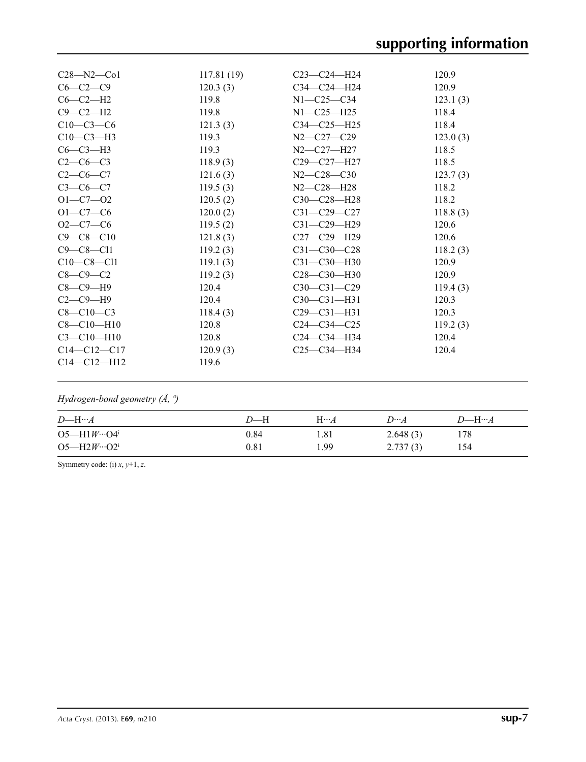| | | | |
|---|---|---|---|
| C28—N2—Co1 | 117.81 (19) | C23—C24—H24 | 120.9 |
| C6—C2—C9 | 120.3 (3) | C34—C24—H24 | 120.9 |
| C6—C2—H2 | 119.8 | N1—C25—C34 | 123.1 (3) |
| C9—C2—H2 | 119.8 | N1—C25—H25 | 118.4 |
| C10—C3—C6 | 121.3 (3) | C34—C25—H25 | 118.4 |
| C10—C3—H3 | 119.3 | N2—C27—C29 | 123.0 (3) |
| C6—C3—H3 | 119.3 | N2—C27—H27 | 118.5 |
| C2—C6—C3 | 118.9 (3) | C29—C27—H27 | 118.5 |
| C2—C6—C7 | 121.6 (3) | N2—C28—C30 | 123.7 (3) |
| C3—C6—C7 | 119.5 (3) | N2—C28—H28 | 118.2 |
| O1—C7—O2 | 120.5 (2) | C30—C28—H28 | 118.2 |
| O1—C7—C6 | 120.0 (2) | C31—C29—C27 | 118.8 (3) |
| O2—C7—C6 | 119.5 (2) | C31—C29—H29 | 120.6 |
| C9—C8—C10 | 121.8 (3) | C27—C29—H29 | 120.6 |
| C9—C8—Cl1 | 119.2 (3) | C31—C30—C28 | 118.2 (3) |
| C10—C8—Cl1 | 119.1 (3) | C31—C30—H30 | 120.9 |
| C8—C9—C2 | 119.2 (3) | C28—C30—H30 | 120.9 |
| C8—C9—H9 | 120.4 | C30—C31—C29 | 119.4 (3) |
| C2—C9—H9 | 120.4 | C30—C31—H31 | 120.3 |
| C8—C10—C3 | 118.4 (3) | C29—C31—H31 | 120.3 |
| C8—C10—H10 | 120.8 | C24—C34—C25 | 119.2 (3) |
| C3—C10—H10 | 120.8 | C24—C34—H34 | 120.4 |
| C14—C12—C17 | 120.9 (3) | C25—C34—H34 | 120.4 |
| C14—C12—H12 | 119.6 | | |

*Hydrogen-bond geometry (Å, º)*

| *D*—H···*A* | *D*—H | H···*A* | *D*···*A* | *D*—H···*A* |
|---|---|---|---|---|
| O5—H1*W*···O4$^{i}$ | 0.84 | 1.81 | 2.648 (3) | 178 |
| O5—H2*W*···O2$^{i}$ | 0.81 | 1.99 | 2.737 (3) | 154 |

Symmetry code: (i) *x*, *y*+1, *z*.